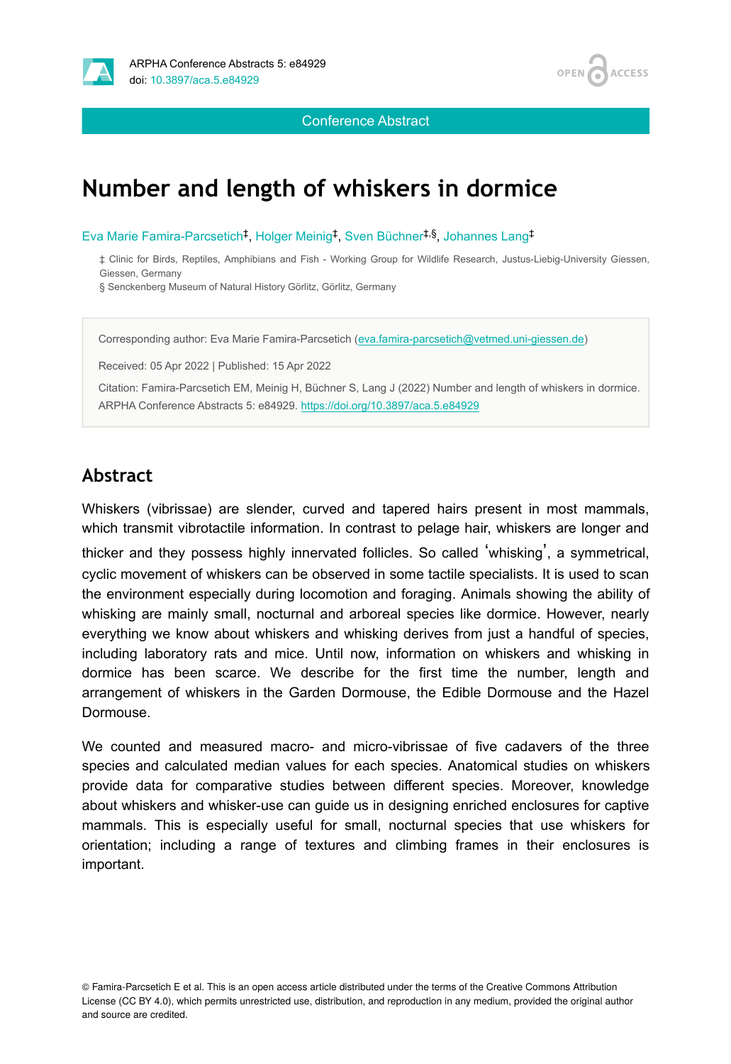Conference Abstract

# Number and length of whiskers in dormice

Eva Marie Famira-Parcsetich[‡], Holger Meinig[‡], Sven Büchner[‡,§], Johannes Lang[‡]

‡ Clinic for Birds, Reptiles, Amphibians and Fish - Working Group for Wildlife Research, Justus-Liebig-University Giessen, Giessen, Germany

§ Senckenberg Museum of Natural History Görlitz, Görlitz, Germany

Corresponding author: Eva Marie Famira-Parcsetich (eva.famira-parcsetich@vetmed.uni-giessen.de)

Received: 05 Apr 2022 | Published: 15 Apr 2022

Citation: Famira-Parcsetich EM, Meinig H, Büchner S, Lang J (2022) Number and length of whiskers in dormice. ARPHA Conference Abstracts 5: e84929. https://doi.org/10.3897/aca.5.e84929

## Abstract

Whiskers (vibrissae) are slender, curved and tapered hairs present in most mammals, which transmit vibrotactile information. In contrast to pelage hair, whiskers are longer and thicker and they possess highly innervated follicles. So called 'whisking', a symmetrical, cyclic movement of whiskers can be observed in some tactile specialists. It is used to scan the environment especially during locomotion and foraging. Animals showing the ability of whisking are mainly small, nocturnal and arboreal species like dormice. However, nearly everything we know about whiskers and whisking derives from just a handful of species, including laboratory rats and mice. Until now, information on whiskers and whisking in dormice has been scarce. We describe for the first time the number, length and arrangement of whiskers in the Garden Dormouse, the Edible Dormouse and the Hazel Dormouse.

We counted and measured macro- and micro-vibrissae of five cadavers of the three species and calculated median values for each species. Anatomical studies on whiskers provide data for comparative studies between different species. Moreover, knowledge about whiskers and whisker-use can guide us in designing enriched enclosures for captive mammals. This is especially useful for small, nocturnal species that use whiskers for orientation; including a range of textures and climbing frames in their enclosures is important.

© Famira-Parcsetich E et al. This is an open access article distributed under the terms of the Creative Commons Attribution License (CC BY 4.0), which permits unrestricted use, distribution, and reproduction in any medium, provided the original author and source are credited.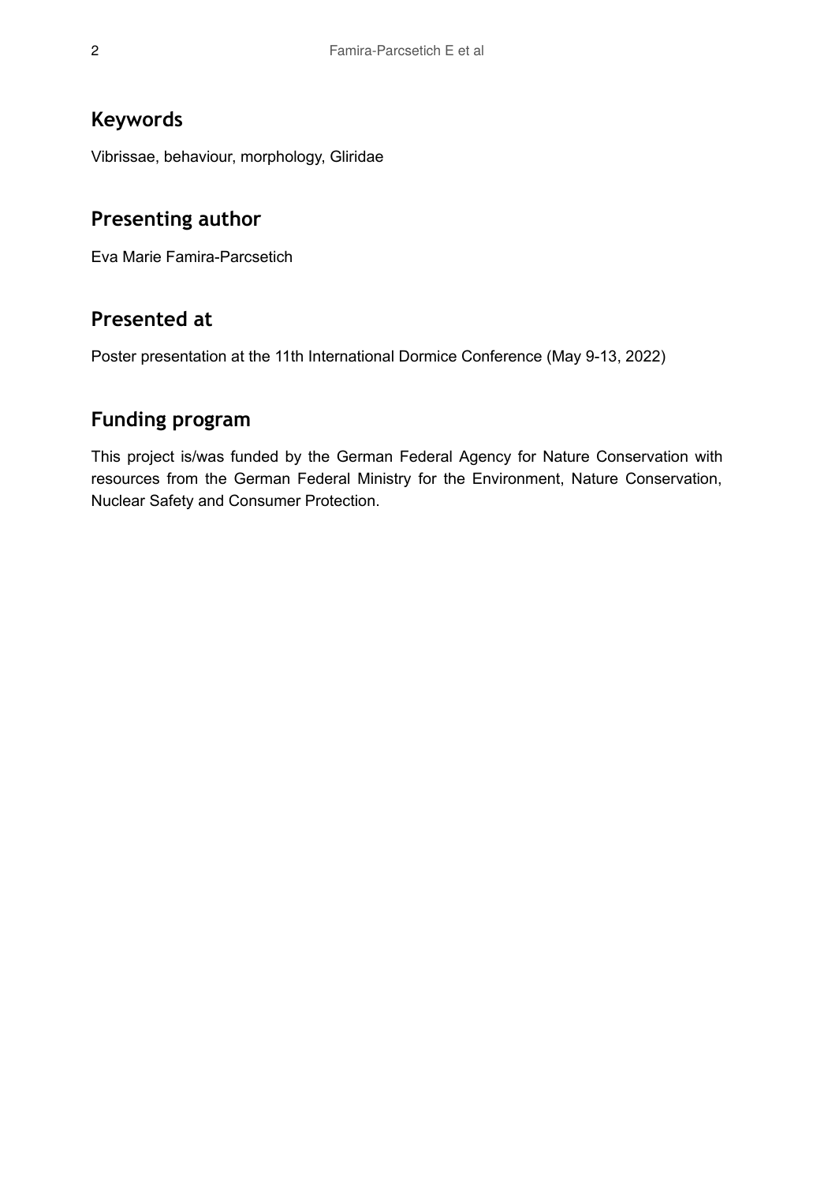## Keywords

Vibrissae, behaviour, morphology, Gliridae

## Presenting author

Eva Marie Famira-Parcsetich

## Presented at

Poster presentation at the 11th International Dormice Conference (May 9-13, 2022)

## Funding program

This project is/was funded by the German Federal Agency for Nature Conservation with resources from the German Federal Ministry for the Environment, Nature Conservation, Nuclear Safety and Consumer Protection.